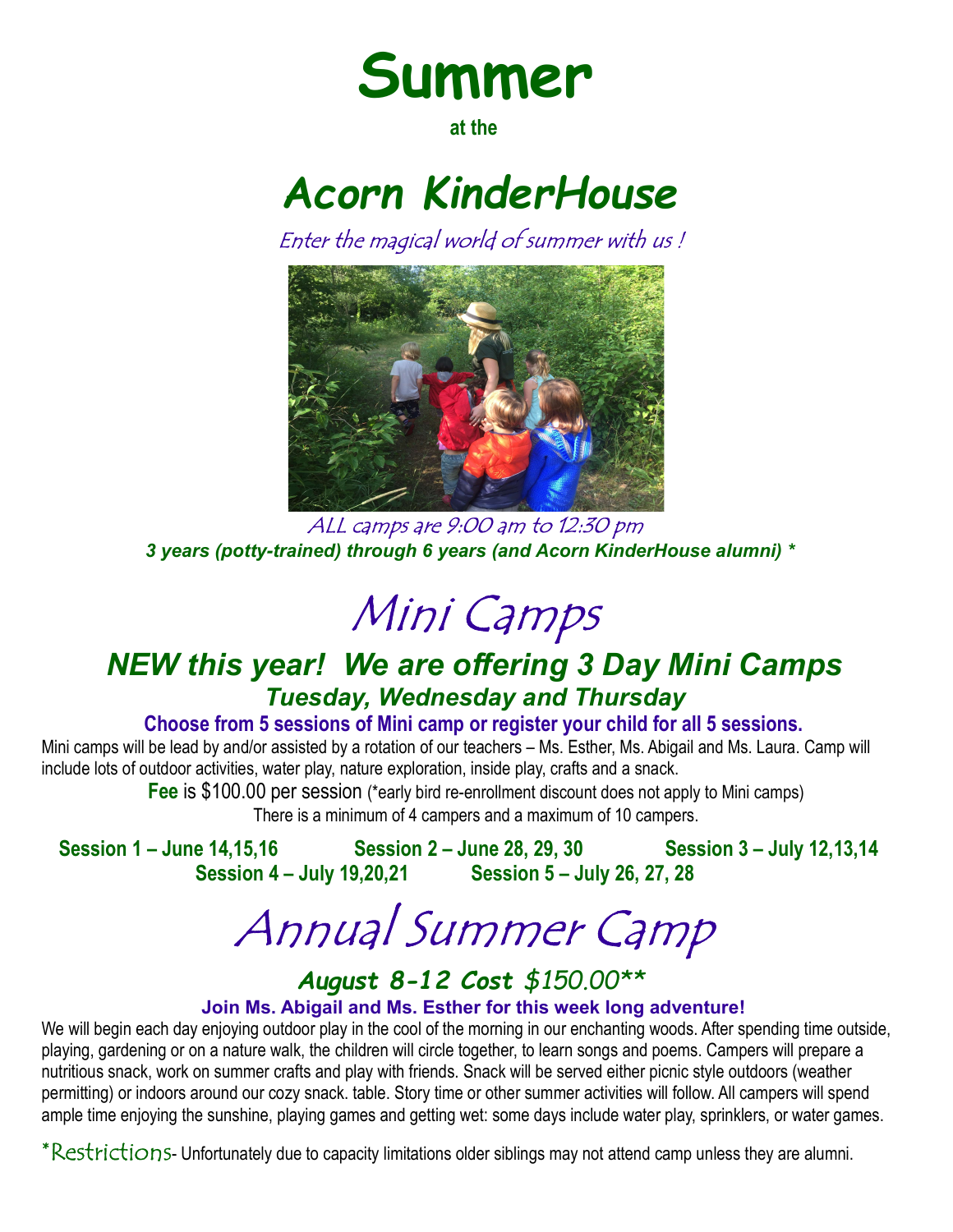# Summer

**at the**

# *Acorn KinderHouse*

*Enter the magical world of summer with us !*

ALL camps are 9:00 am to 12:30 pm

***3 years (potty-trained) through 6 years (and Acorn KinderHouse alumni) \****

# Mini Camps

## *NEW this year! We are offering 3 Day Mini Camps*

### *Tuesday, Wednesday and Thursday*

**Choose from 5 sessions of Mini camp or register your child for all 5 sessions.**

Mini camps will be lead by and/or assisted by a rotation of our teachers – Ms. Esther, Ms. Abigail and Ms. Laura. Camp will include lots of outdoor activities, water play, nature exploration, inside play, crafts and a snack.

**Fee** is $100.00 per session (*early bird re-enrollment discount does not apply to Mini camps)

There is a minimum of 4 campers and a maximum of 10 campers.

**Session 1 – June 14,15,16** **Session 2 – June 28, 29, 30** **Session 3 – July 12,13,14**
**Session 4 – July 19,20,21** **Session 5 – July 26, 27, 28**

# Annual Summer Camp

### *August 8-12 Cost $150.00***

**Join Ms. Abigail and Ms. Esther for this week long adventure!**

We will begin each day enjoying outdoor play in the cool of the morning in our enchanting woods. After spending time outside, playing, gardening or on a nature walk, the children will circle together, to learn songs and poems. Campers will prepare a nutritious snack, work on summer crafts and play with friends. Snack will be served either picnic style outdoors (weather permitting) or indoors around our cozy snack. table. Story time or other summer activities will follow. All campers will spend ample time enjoying the sunshine, playing games and getting wet: some days include water play, sprinklers, or water games.

*Restrictions- Unfortunately due to capacity limitations older siblings may not attend camp unless they are alumni.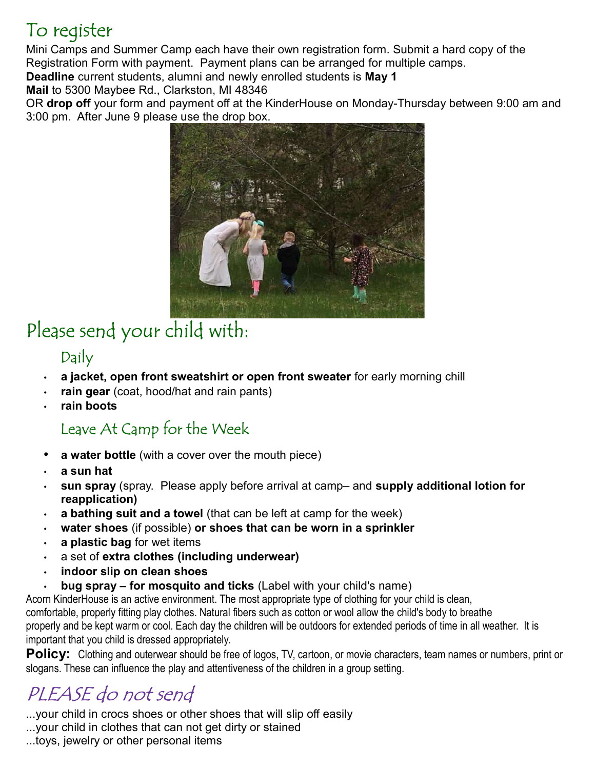# To register

Mini Camps and Summer Camp each have their own registration form. Submit a hard copy of the Registration Form with payment. Payment plans can be arranged for multiple camps.

**Deadline** current students, alumni and newly enrolled students is **May 1**

**Mail** to 5300 Maybee Rd., Clarkston, MI 48346

OR **drop off** your form and payment off at the KinderHouse on Monday-Thursday between 9:00 am and 3:00 pm. After June 9 please use the drop box.

# Please send your child with:

## Daily

- **a jacket, open front sweatshirt or open front sweater** for early morning chill
- **rain gear** (coat, hood/hat and rain pants)
- **rain boots**

## Leave At Camp for the Week

- **a water bottle** (with a cover over the mouth piece)
- **a sun hat**
- **sun spray** (spray. Please apply before arrival at camp– and **supply additional lotion for reapplication)**
- **a bathing suit and a towel** (that can be left at camp for the week)
- **water shoes** (if possible) **or shoes that can be worn in a sprinkler**
- **a plastic bag** for wet items
- a set of **extra clothes (including underwear)**
- **indoor slip on clean shoes**
- **bug spray – for mosquito and ticks** (Label with your child's name)

Acorn KinderHouse is an active environment. The most appropriate type of clothing for your child is clean, comfortable, properly fitting play clothes. Natural fibers such as cotton or wool allow the child's body to breathe properly and be kept warm or cool. Each day the children will be outdoors for extended periods of time in all weather. It is important that you child is dressed appropriately.

**Policy:** Clothing and outerwear should be free of logos, TV, cartoon, or movie characters, team names or numbers, print or slogans. These can influence the play and attentiveness of the children in a group setting.

# *PLEASE do not send*

...your child in crocs shoes or other shoes that will slip off easily

...your child in clothes that can not get dirty or stained

...toys, jewelry or other personal items